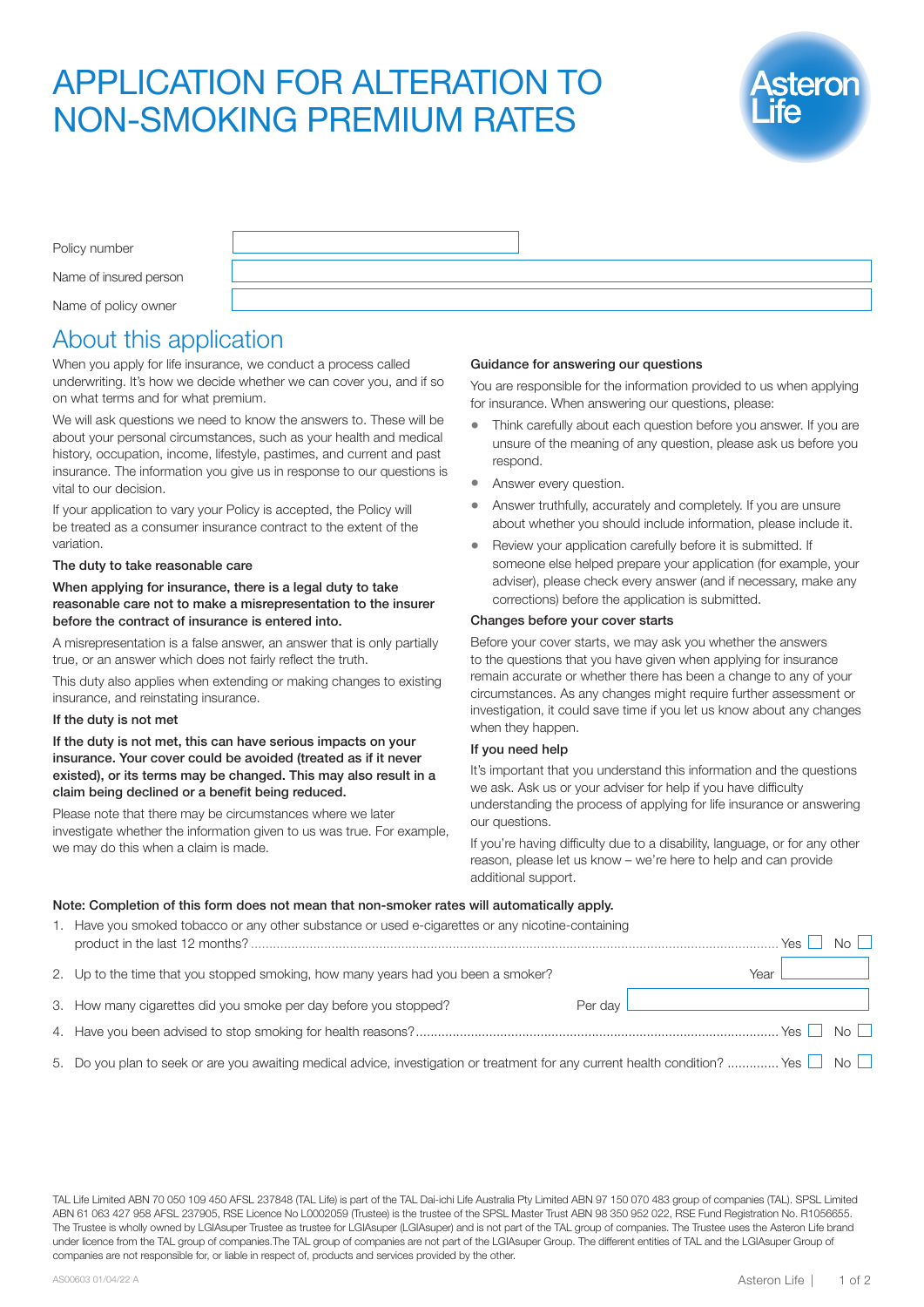# APPLICATION FOR ALTERATION TO NON-SMOKING PREMIUM RATES

Asteron Life

| | |
|---|---|
| Policy number | |
| Name of insured person | |
| Name of policy owner | |

## About this application

When you apply for life insurance, we conduct a process called underwriting. It's how we decide whether we can cover you, and if so on what terms and for what premium.

We will ask questions we need to know the answers to. These will be about your personal circumstances, such as your health and medical history, occupation, income, lifestyle, pastimes, and current and past insurance. The information you give us in response to our questions is vital to our decision.

If your application to vary your Policy is accepted, the Policy will be treated as a consumer insurance contract to the extent of the variation.

**The duty to take reasonable care**

**When applying for insurance, there is a legal duty to take reasonable care not to make a misrepresentation to the insurer before the contract of insurance is entered into.**

A misrepresentation is a false answer, an answer that is only partially true, or an answer which does not fairly reflect the truth.

This duty also applies when extending or making changes to existing insurance, and reinstating insurance.

**If the duty is not met**

**If the duty is not met, this can have serious impacts on your insurance. Your cover could be avoided (treated as if it never existed), or its terms may be changed. This may also result in a claim being declined or a benefit being reduced.**

Please note that there may be circumstances where we later investigate whether the information given to us was true. For example, we may do this when a claim is made.

**Guidance for answering our questions**

You are responsible for the information provided to us when applying for insurance. When answering our questions, please:

- Think carefully about each question before you answer. If you are unsure of the meaning of any question, please ask us before you respond.
- Answer every question.
- Answer truthfully, accurately and completely. If you are unsure about whether you should include information, please include it.
- Review your application carefully before it is submitted. If someone else helped prepare your application (for example, your adviser), please check every answer (and if necessary, make any corrections) before the application is submitted.

**Changes before your cover starts**

Before your cover starts, we may ask you whether the answers to the questions that you have given when applying for insurance remain accurate or whether there has been a change to any of your circumstances. As any changes might require further assessment or investigation, it could save time if you let us know about any changes when they happen.

**If you need help**

It's important that you understand this information and the questions we ask. Ask us or your adviser for help if you have difficulty understanding the process of applying for life insurance or answering our questions.

If you're having difficulty due to a disability, language, or for any other reason, please let us know – we're here to help and can provide additional support.

**Note: Completion of this form does not mean that non-smoker rates will automatically apply.**

1. Have you smoked tobacco or any other substance or used e-cigarettes or any nicotine-containing product in the last 12 months? .......... Yes ☐ No ☐
2. Up to the time that you stopped smoking, how many years had you been a smoker? Year ______
3. How many cigarettes did you smoke per day before you stopped? Per day ______
4. Have you been advised to stop smoking for health reasons? .......... Yes ☐ No ☐
5. Do you plan to seek or are you awaiting medical advice, investigation or treatment for any current health condition? .......... Yes ☐ No ☐

TAL Life Limited ABN 70 050 109 450 AFSL 237848 (TAL Life) is part of the TAL Dai-ichi Life Australia Pty Limited ABN 97 150 070 483 group of companies (TAL). SPSL Limited ABN 61 063 427 958 AFSL 237905, RSE Licence No L0002059 (Trustee) is the trustee of the SPSL Master Trust ABN 98 350 952 022, RSE Fund Registration No. R1056655. The Trustee is wholly owned by LGIAsuper Trustee as trustee for LGIAsuper (LGIAsuper) and is not part of the TAL group of companies. The Trustee uses the Asteron Life brand under licence from the TAL group of companies.The TAL group of companies are not part of the LGIAsuper Group. The different entities of TAL and the LGIAsuper Group of companies are not responsible for, or liable in respect of, products and services provided by the other.

AS00603 01/04/22 A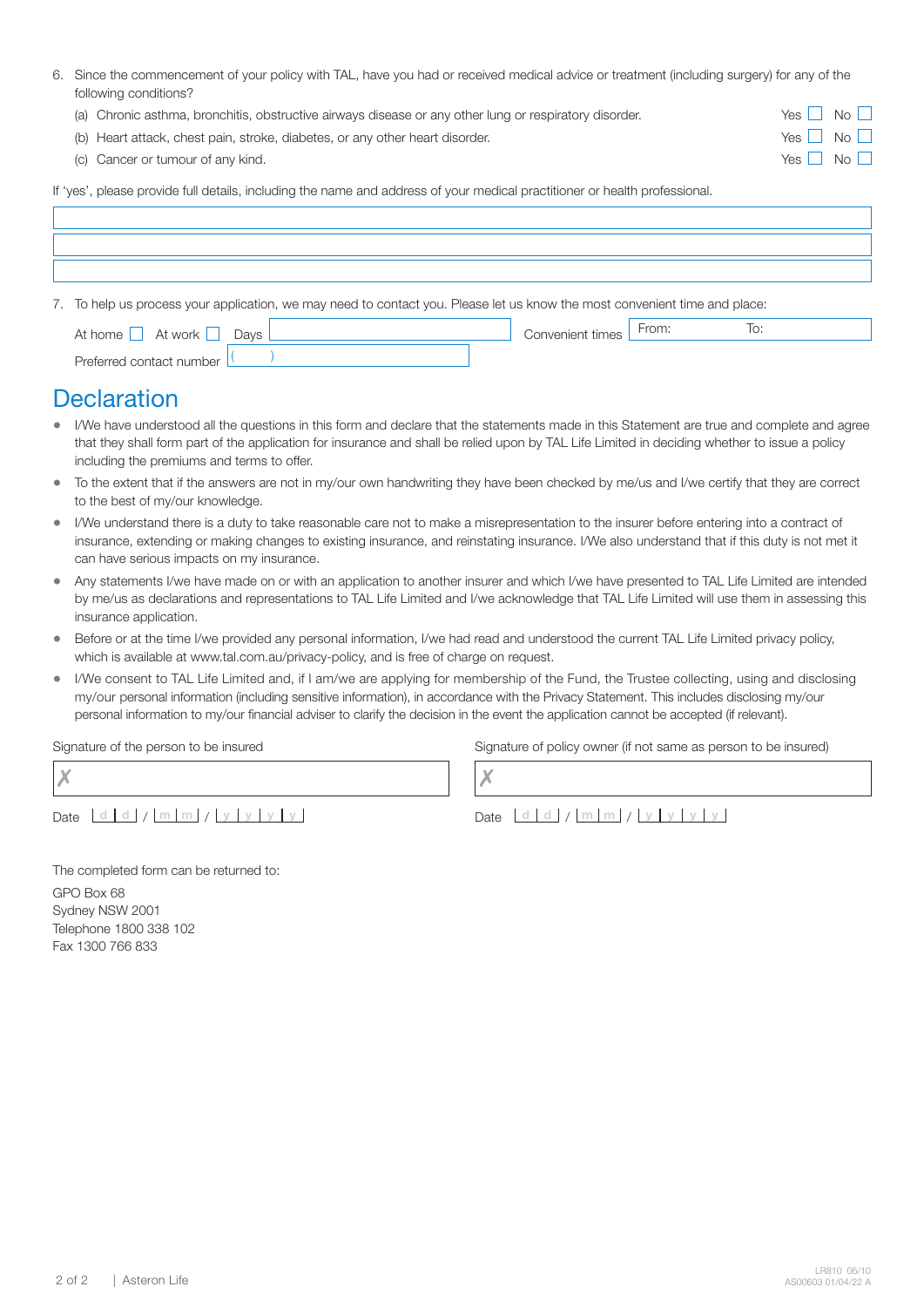6. Since the commencement of your policy with TAL, have you had or received medical advice or treatment (including surgery) for any of the following conditions?

   (a) Chronic asthma, bronchitis, obstructive airways disease or any other lung or respiratory disorder. Yes ☐ No ☐

   (b) Heart attack, chest pain, stroke, diabetes, or any other heart disorder. Yes ☐ No ☐

   (c) Cancer or tumour of any kind. Yes ☐ No ☐

If 'yes', please provide full details, including the name and address of your medical practitioner or health professional.

7. To help us process your application, we may need to contact you. Please let us know the most convenient time and place:

   At home ☐ At work ☐ Days ______ Convenient times From: ______ To: ______

   Preferred contact number ( )

# Declaration

- I/We have understood all the questions in this form and declare that the statements made in this Statement are true and complete and agree that they shall form part of the application for insurance and shall be relied upon by TAL Life Limited in deciding whether to issue a policy including the premiums and terms to offer.
- To the extent that if the answers are not in my/our own handwriting they have been checked by me/us and I/we certify that they are correct to the best of my/our knowledge.
- I/We understand there is a duty to take reasonable care not to make a misrepresentation to the insurer before entering into a contract of insurance, extending or making changes to existing insurance, and reinstating insurance. I/We also understand that if this duty is not met it can have serious impacts on my insurance.
- Any statements I/we have made on or with an application to another insurer and which I/we have presented to TAL Life Limited are intended by me/us as declarations and representations to TAL Life Limited and I/we acknowledge that TAL Life Limited will use them in assessing this insurance application.
- Before or at the time I/we provided any personal information, I/we had read and understood the current TAL Life Limited privacy policy, which is available at www.tal.com.au/privacy-policy, and is free of charge on request.
- I/We consent to TAL Life Limited and, if I am/we are applying for membership of the Fund, the Trustee collecting, using and disclosing my/our personal information (including sensitive information), in accordance with the Privacy Statement. This includes disclosing my/our personal information to my/our financial adviser to clarify the decision in the event the application cannot be accepted (if relevant).

Signature of the person to be insured

✗

Date d d / m m / y y y y

Signature of policy owner (if not same as person to be insured)

✗

Date d d / m m / y y y y

The completed form can be returned to:

GPO Box 68
Sydney NSW 2001
Telephone 1800 338 102
Fax 1300 766 833

LR810 06/10
AS00603 01/04/22 A